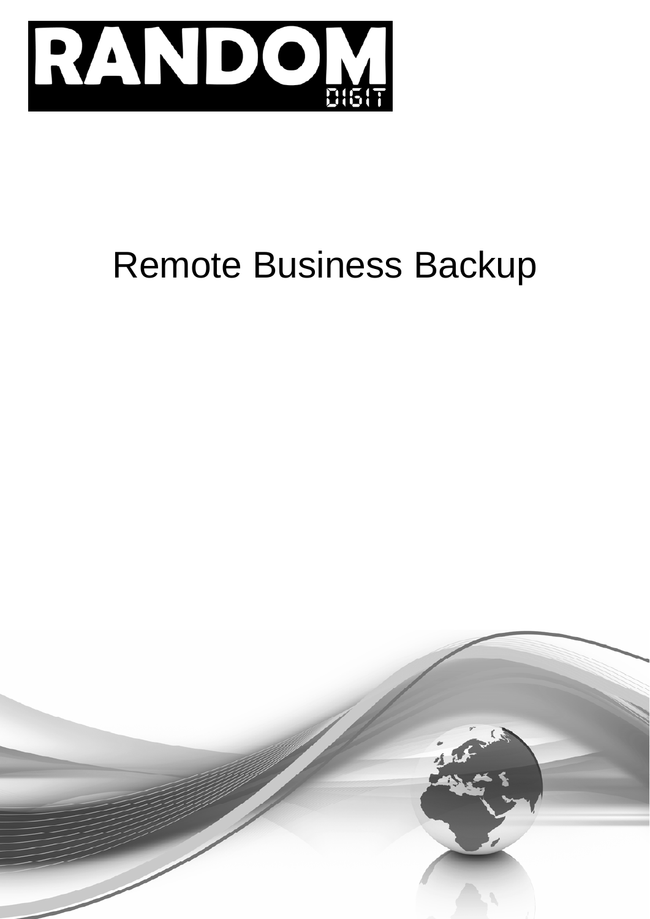RANDOM DIGIT

# Remote Business Backup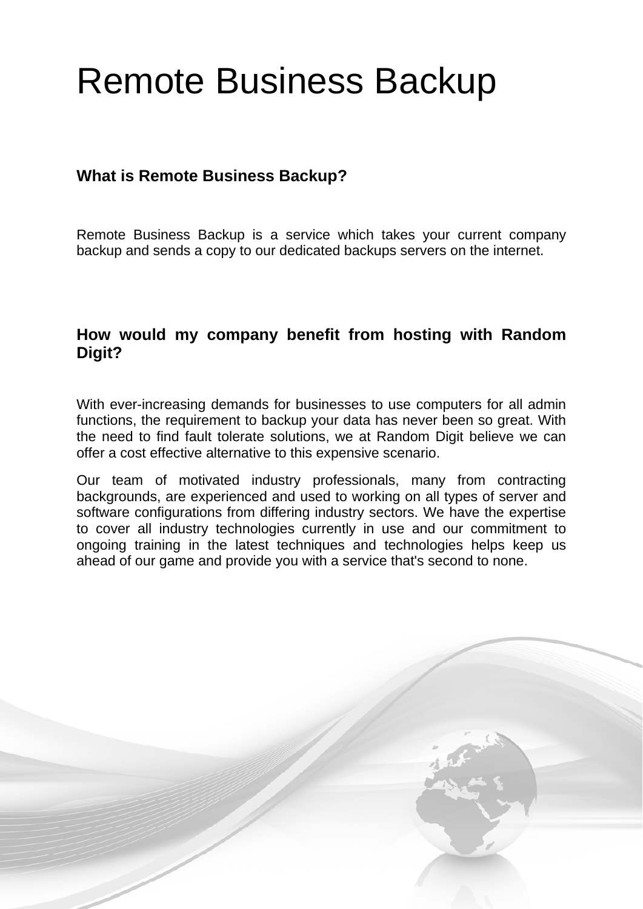# Remote Business Backup

### What is Remote Business Backup?

Remote Business Backup is a service which takes your current company backup and sends a copy to our dedicated backups servers on the internet.

### How would my company benefit from hosting with Random Digit?

With ever-increasing demands for businesses to use computers for all admin functions, the requirement to backup your data has never been so great. With the need to find fault tolerate solutions, we at Random Digit believe we can offer a cost effective alternative to this expensive scenario.

Our team of motivated industry professionals, many from contracting backgrounds, are experienced and used to working on all types of server and software configurations from differing industry sectors. We have the expertise to cover all industry technologies currently in use and our commitment to ongoing training in the latest techniques and technologies helps keep us ahead of our game and provide you with a service that's second to none.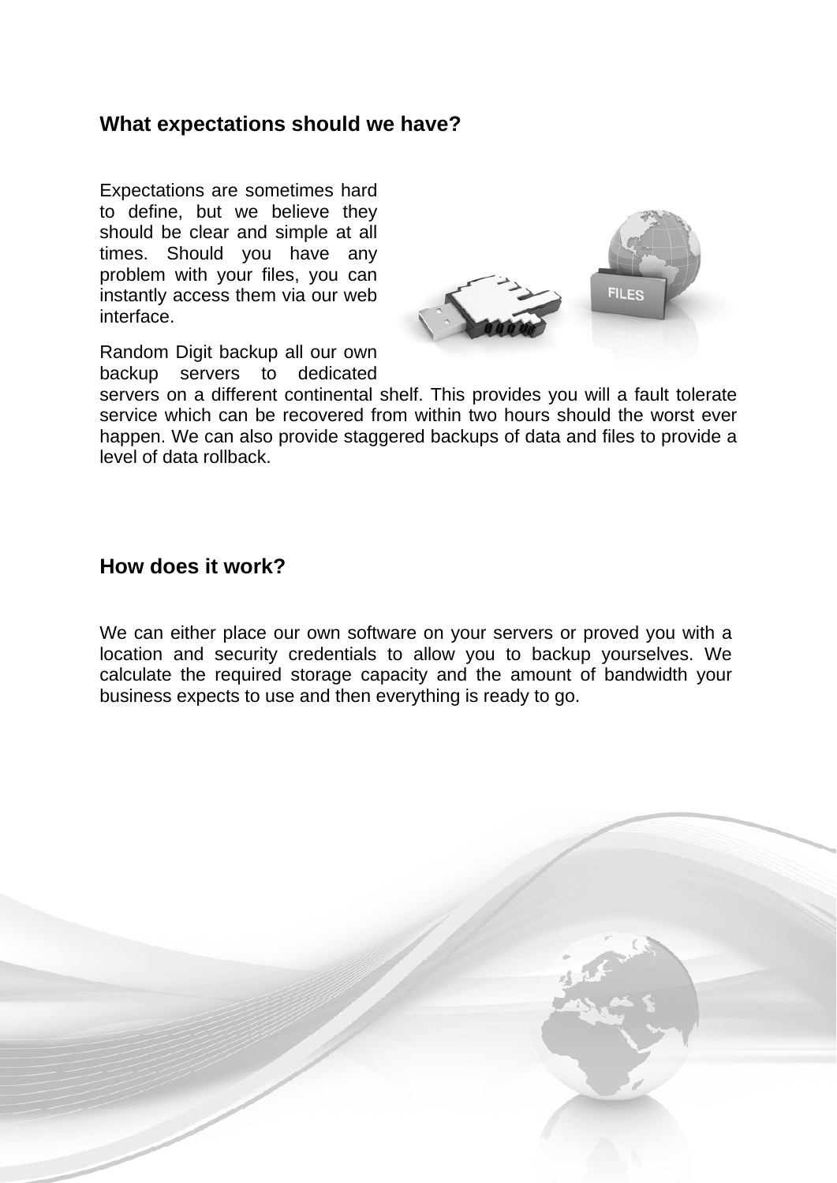## What expectations should we have?

Expectations are sometimes hard to define, but we believe they should be clear and simple at all times. Should you have any problem with your files, you can instantly access them via our web interface.

Random Digit backup all our own backup servers to dedicated servers on a different continental shelf. This provides you will a fault tolerate service which can be recovered from within two hours should the worst ever happen. We can also provide staggered backups of data and files to provide a level of data rollback.

## How does it work?

We can either place our own software on your servers or proved you with a location and security credentials to allow you to backup yourselves. We calculate the required storage capacity and the amount of bandwidth your business expects to use and then everything is ready to go.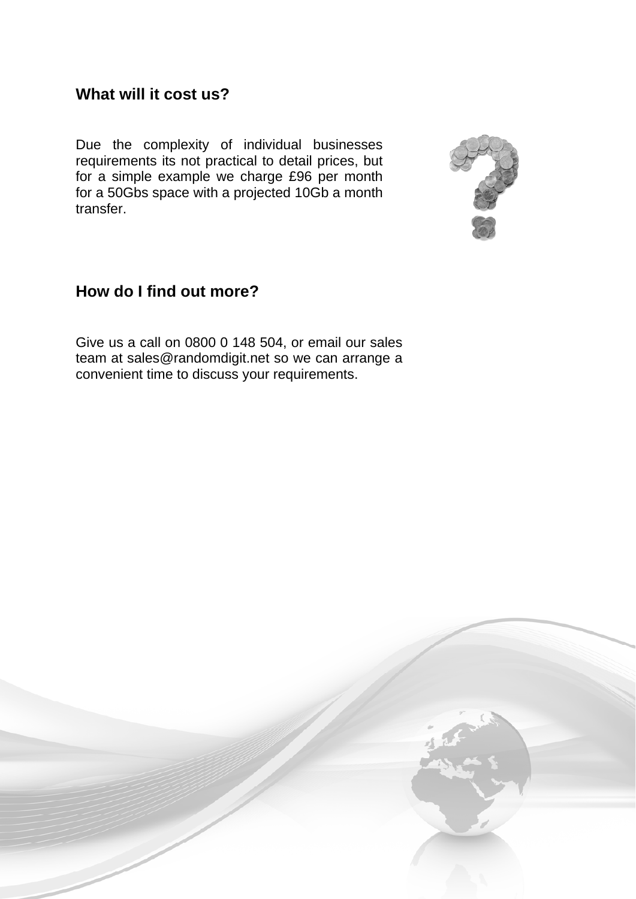## What will it cost us?

Due the complexity of individual businesses requirements its not practical to detail prices, but for a simple example we charge £96 per month for a 50Gbs space with a projected 10Gb a month transfer.

## How do I find out more?

Give us a call on 0800 0 148 504, or email our sales team at sales@randomdigit.net so we can arrange a convenient time to discuss your requirements.